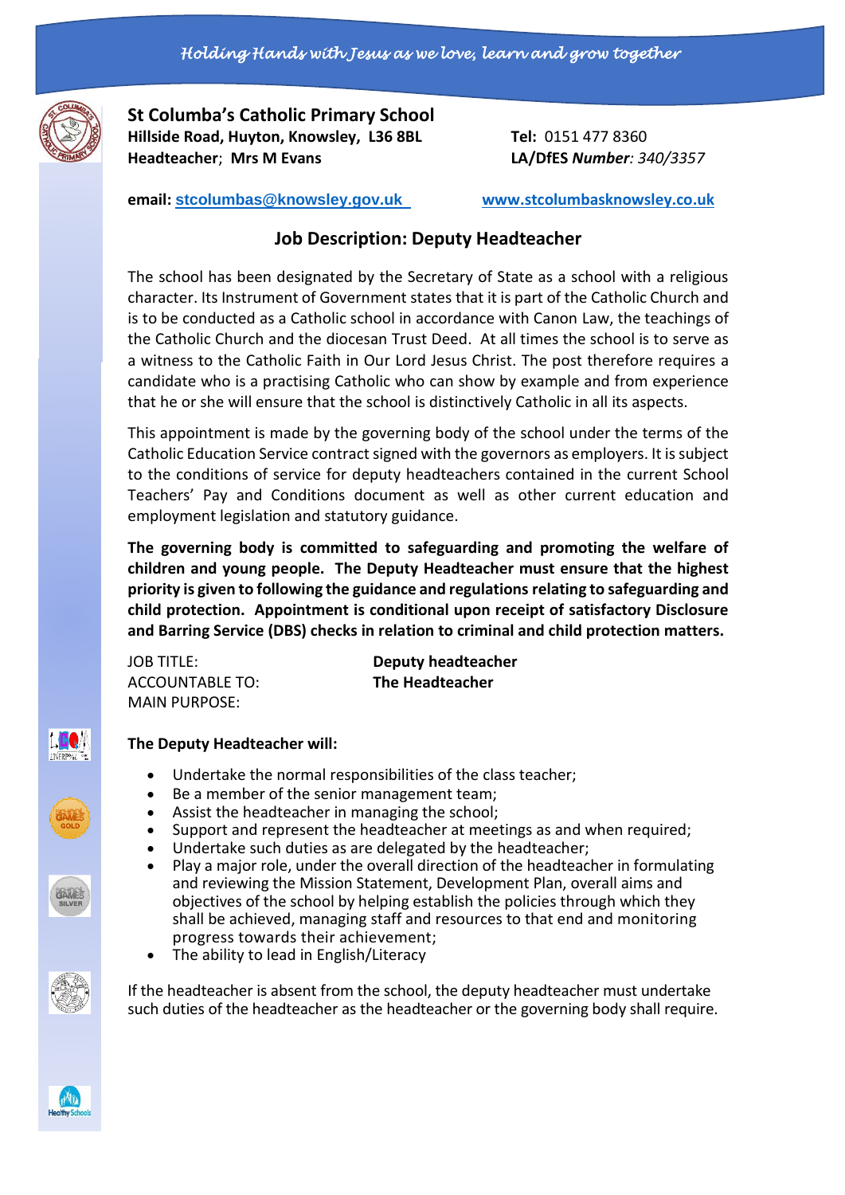*Holding Hands with Jesus as we love, learn and grow together*

**St Columba's Catholic Primary School**
**Hillside Road, Huyton, Knowsley, L36 8BL**
**Headteacher; Mrs M Evans**

**Tel:** 0151 477 8360
**LA/DfES *Number*:** *340/3357*

**email:** **stcolumbas@knowsley.gov.uk** **www.stcolumbasknowsley.co.uk**

## Job Description: Deputy Headteacher

The school has been designated by the Secretary of State as a school with a religious character. Its Instrument of Government states that it is part of the Catholic Church and is to be conducted as a Catholic school in accordance with Canon Law, the teachings of the Catholic Church and the diocesan Trust Deed. At all times the school is to serve as a witness to the Catholic Faith in Our Lord Jesus Christ. The post therefore requires a candidate who is a practising Catholic who can show by example and from experience that he or she will ensure that the school is distinctively Catholic in all its aspects.

This appointment is made by the governing body of the school under the terms of the Catholic Education Service contract signed with the governors as employers. It is subject to the conditions of service for deputy headteachers contained in the current School Teachers' Pay and Conditions document as well as other current education and employment legislation and statutory guidance.

**The governing body is committed to safeguarding and promoting the welfare of children and young people. The Deputy Headteacher must ensure that the highest priority is given to following the guidance and regulations relating to safeguarding and child protection. Appointment is conditional upon receipt of satisfactory Disclosure and Barring Service (DBS) checks in relation to criminal and child protection matters.**

JOB TITLE: **Deputy headteacher**
ACCOUNTABLE TO: **The Headteacher**
MAIN PURPOSE:

**The Deputy Headteacher will:**

- Undertake the normal responsibilities of the class teacher;
- Be a member of the senior management team;
- Assist the headteacher in managing the school;
- Support and represent the headteacher at meetings as and when required;
- Undertake such duties as are delegated by the headteacher;
- Play a major role, under the overall direction of the headteacher in formulating and reviewing the Mission Statement, Development Plan, overall aims and objectives of the school by helping establish the policies through which they shall be achieved, managing staff and resources to that end and monitoring progress towards their achievement;
- The ability to lead in English/Literacy

If the headteacher is absent from the school, the deputy headteacher must undertake such duties of the headteacher as the headteacher or the governing body shall require.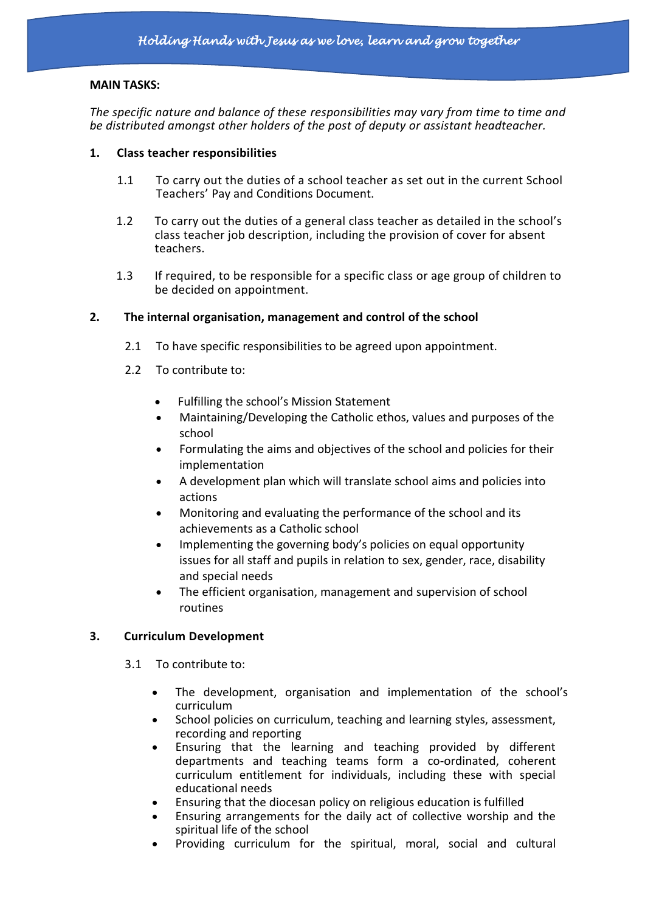**MAIN TASKS:**

*The specific nature and balance of these responsibilities may vary from time to time and be distributed amongst other holders of the post of deputy or assistant headteacher.*

**1. Class teacher responsibilities**

1.1 To carry out the duties of a school teacher as set out in the current School Teachers' Pay and Conditions Document.

1.2 To carry out the duties of a general class teacher as detailed in the school's class teacher job description, including the provision of cover for absent teachers.

1.3 If required, to be responsible for a specific class or age group of children to be decided on appointment.

**2. The internal organisation, management and control of the school**

2.1 To have specific responsibilities to be agreed upon appointment.

2.2 To contribute to:

- Fulfilling the school's Mission Statement
- Maintaining/Developing the Catholic ethos, values and purposes of the school
- Formulating the aims and objectives of the school and policies for their implementation
- A development plan which will translate school aims and policies into actions
- Monitoring and evaluating the performance of the school and its achievements as a Catholic school
- Implementing the governing body's policies on equal opportunity issues for all staff and pupils in relation to sex, gender, race, disability and special needs
- The efficient organisation, management and supervision of school routines

**3. Curriculum Development**

3.1 To contribute to:

- The development, organisation and implementation of the school's curriculum
- School policies on curriculum, teaching and learning styles, assessment, recording and reporting
- Ensuring that the learning and teaching provided by different departments and teaching teams form a co-ordinated, coherent curriculum entitlement for individuals, including these with special educational needs
- Ensuring that the diocesan policy on religious education is fulfilled
- Ensuring arrangements for the daily act of collective worship and the spiritual life of the school
- Providing curriculum for the spiritual, moral, social and cultural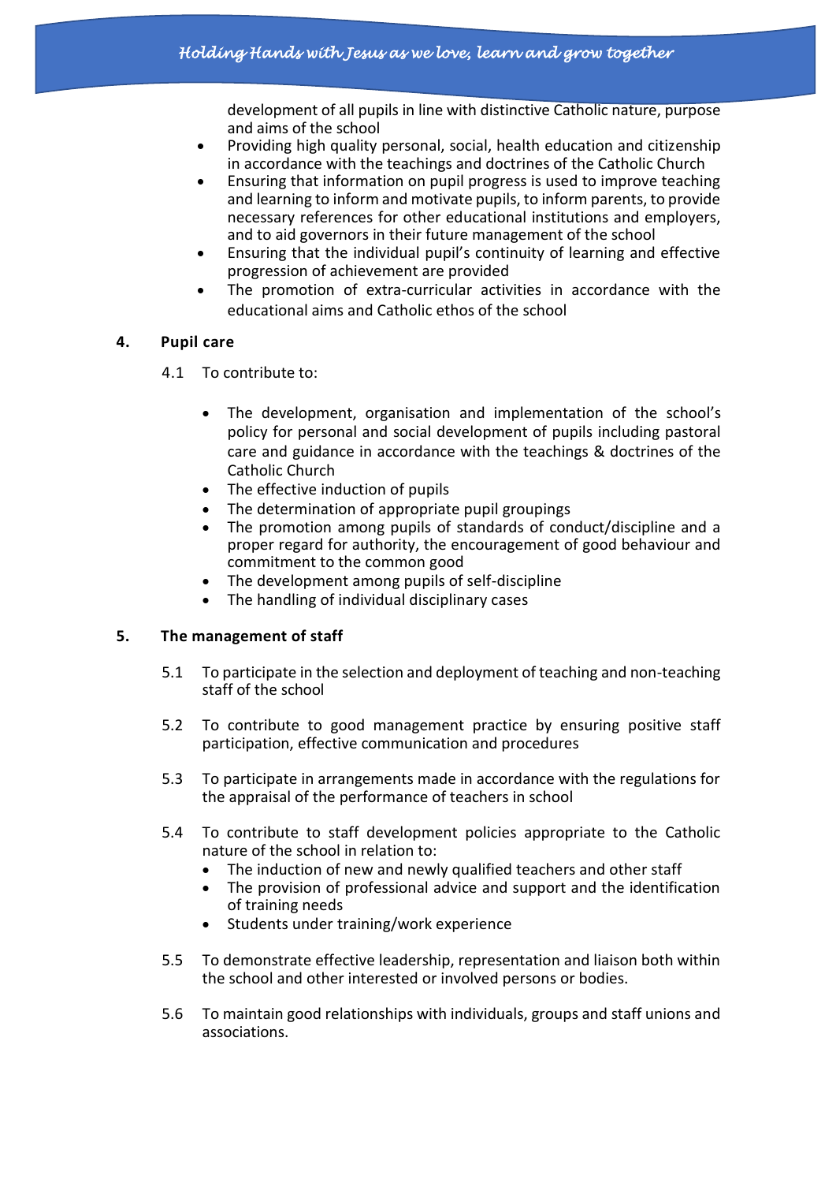development of all pupils in line with distinctive Catholic nature, purpose and aims of the school

- Providing high quality personal, social, health education and citizenship in accordance with the teachings and doctrines of the Catholic Church
- Ensuring that information on pupil progress is used to improve teaching and learning to inform and motivate pupils, to inform parents, to provide necessary references for other educational institutions and employers, and to aid governors in their future management of the school
- Ensuring that the individual pupil's continuity of learning and effective progression of achievement are provided
- The promotion of extra-curricular activities in accordance with the educational aims and Catholic ethos of the school

## 4. Pupil care

4.1 To contribute to:

- The development, organisation and implementation of the school's policy for personal and social development of pupils including pastoral care and guidance in accordance with the teachings & doctrines of the Catholic Church
- The effective induction of pupils
- The determination of appropriate pupil groupings
- The promotion among pupils of standards of conduct/discipline and a proper regard for authority, the encouragement of good behaviour and commitment to the common good
- The development among pupils of self-discipline
- The handling of individual disciplinary cases

## 5. The management of staff

5.1 To participate in the selection and deployment of teaching and non-teaching staff of the school

5.2 To contribute to good management practice by ensuring positive staff participation, effective communication and procedures

5.3 To participate in arrangements made in accordance with the regulations for the appraisal of the performance of teachers in school

5.4 To contribute to staff development policies appropriate to the Catholic nature of the school in relation to:

- The induction of new and newly qualified teachers and other staff
- The provision of professional advice and support and the identification of training needs
- Students under training/work experience

5.5 To demonstrate effective leadership, representation and liaison both within the school and other interested or involved persons or bodies.

5.6 To maintain good relationships with individuals, groups and staff unions and associations.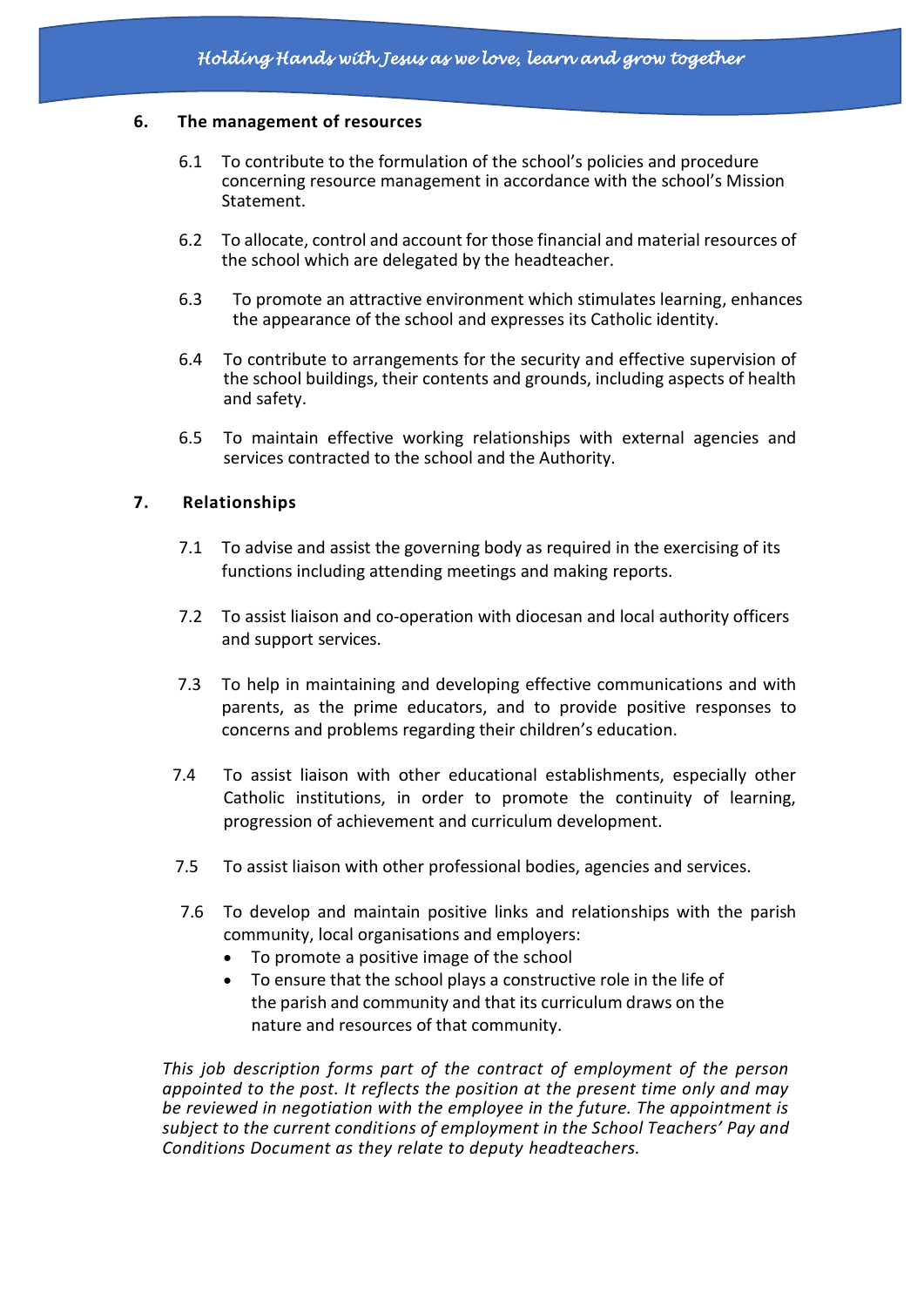## 6. The management of resources

6.1 To contribute to the formulation of the school's policies and procedure concerning resource management in accordance with the school's Mission Statement.

6.2 To allocate, control and account for those financial and material resources of the school which are delegated by the headteacher.

6.3 To promote an attractive environment which stimulates learning, enhances the appearance of the school and expresses its Catholic identity.

6.4 To contribute to arrangements for the security and effective supervision of the school buildings, their contents and grounds, including aspects of health and safety.

6.5 To maintain effective working relationships with external agencies and services contracted to the school and the Authority.

## 7. Relationships

7.1 To advise and assist the governing body as required in the exercising of its functions including attending meetings and making reports.

7.2 To assist liaison and co-operation with diocesan and local authority officers and support services.

7.3 To help in maintaining and developing effective communications and with parents, as the prime educators, and to provide positive responses to concerns and problems regarding their children's education.

7.4 To assist liaison with other educational establishments, especially other Catholic institutions, in order to promote the continuity of learning, progression of achievement and curriculum development.

7.5 To assist liaison with other professional bodies, agencies and services.

7.6 To develop and maintain positive links and relationships with the parish community, local organisations and employers:

- To promote a positive image of the school
- To ensure that the school plays a constructive role in the life of the parish and community and that its curriculum draws on the nature and resources of that community.

*This job description forms part of the contract of employment of the person appointed to the post. It reflects the position at the present time only and may be reviewed in negotiation with the employee in the future. The appointment is subject to the current conditions of employment in the School Teachers' Pay and Conditions Document as they relate to deputy headteachers.*